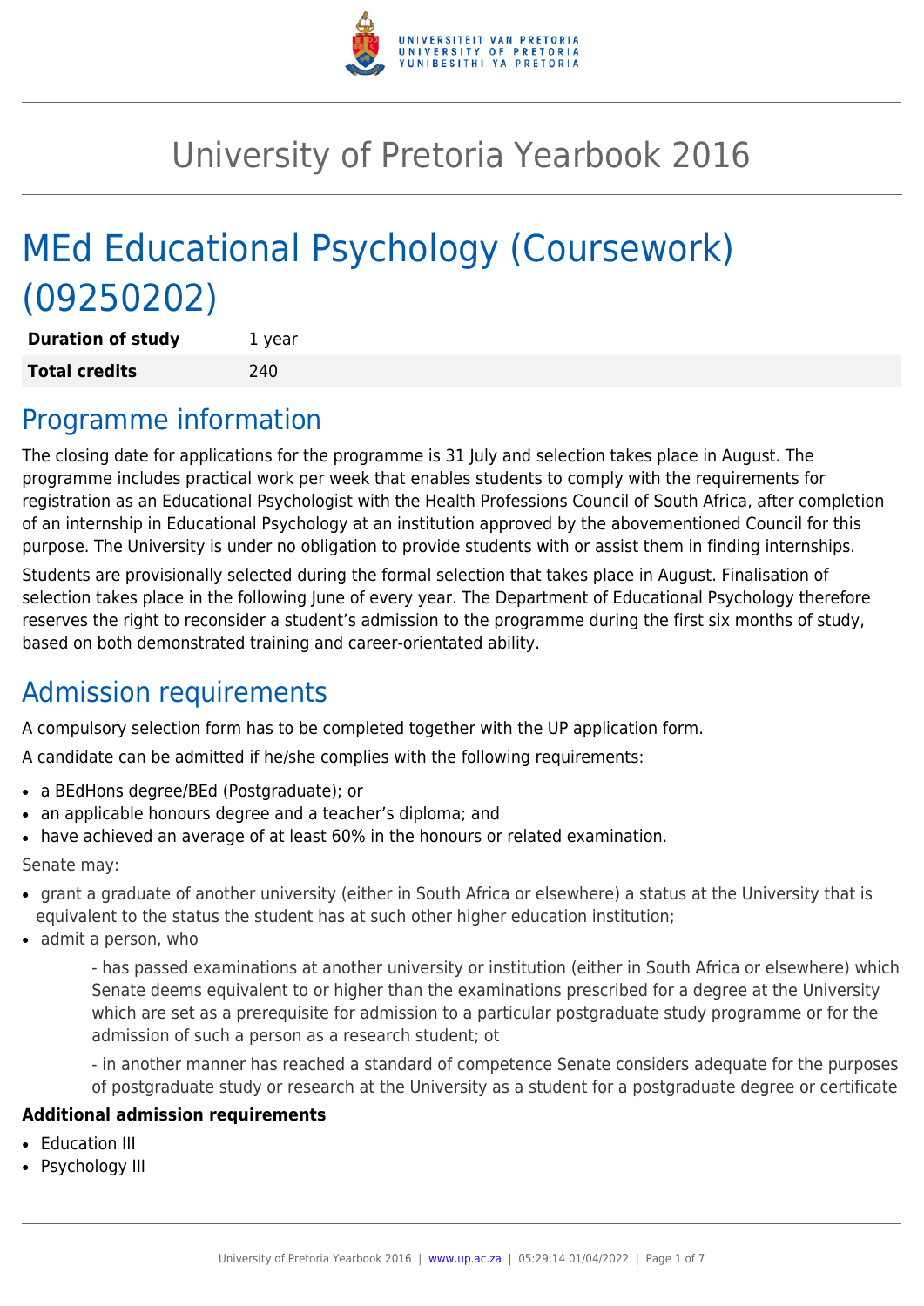# University of Pretoria Yearbook 2016

# MEd Educational Psychology (Coursework) (09250202)

| | |
|---|---|
| **Duration of study** | 1 year |
| **Total credits** | 240 |

## Programme information

The closing date for applications for the programme is 31 July and selection takes place in August. The programme includes practical work per week that enables students to comply with the requirements for registration as an Educational Psychologist with the Health Professions Council of South Africa, after completion of an internship in Educational Psychology at an institution approved by the abovementioned Council for this purpose. The University is under no obligation to provide students with or assist them in finding internships.

Students are provisionally selected during the formal selection that takes place in August. Finalisation of selection takes place in the following June of every year. The Department of Educational Psychology therefore reserves the right to reconsider a student's admission to the programme during the first six months of study, based on both demonstrated training and career-orientated ability.

## Admission requirements

A compulsory selection form has to be completed together with the UP application form.

A candidate can be admitted if he/she complies with the following requirements:

- a BEdHons degree/BEd (Postgraduate); or
- an applicable honours degree and a teacher's diploma; and
- have achieved an average of at least 60% in the honours or related examination.

Senate may:

- grant a graduate of another university (either in South Africa or elsewhere) a status at the University that is equivalent to the status the student has at such other higher education institution;
- admit a person, who

  - has passed examinations at another university or institution (either in South Africa or elsewhere) which Senate deems equivalent to or higher than the examinations prescribed for a degree at the University which are set as a prerequisite for admission to a particular postgraduate study programme or for the admission of such a person as a research student; ot

  - in another manner has reached a standard of competence Senate considers adequate for the purposes of postgraduate study or research at the University as a student for a postgraduate degree or certificate

**Additional admission requirements**

- Education III
- Psychology III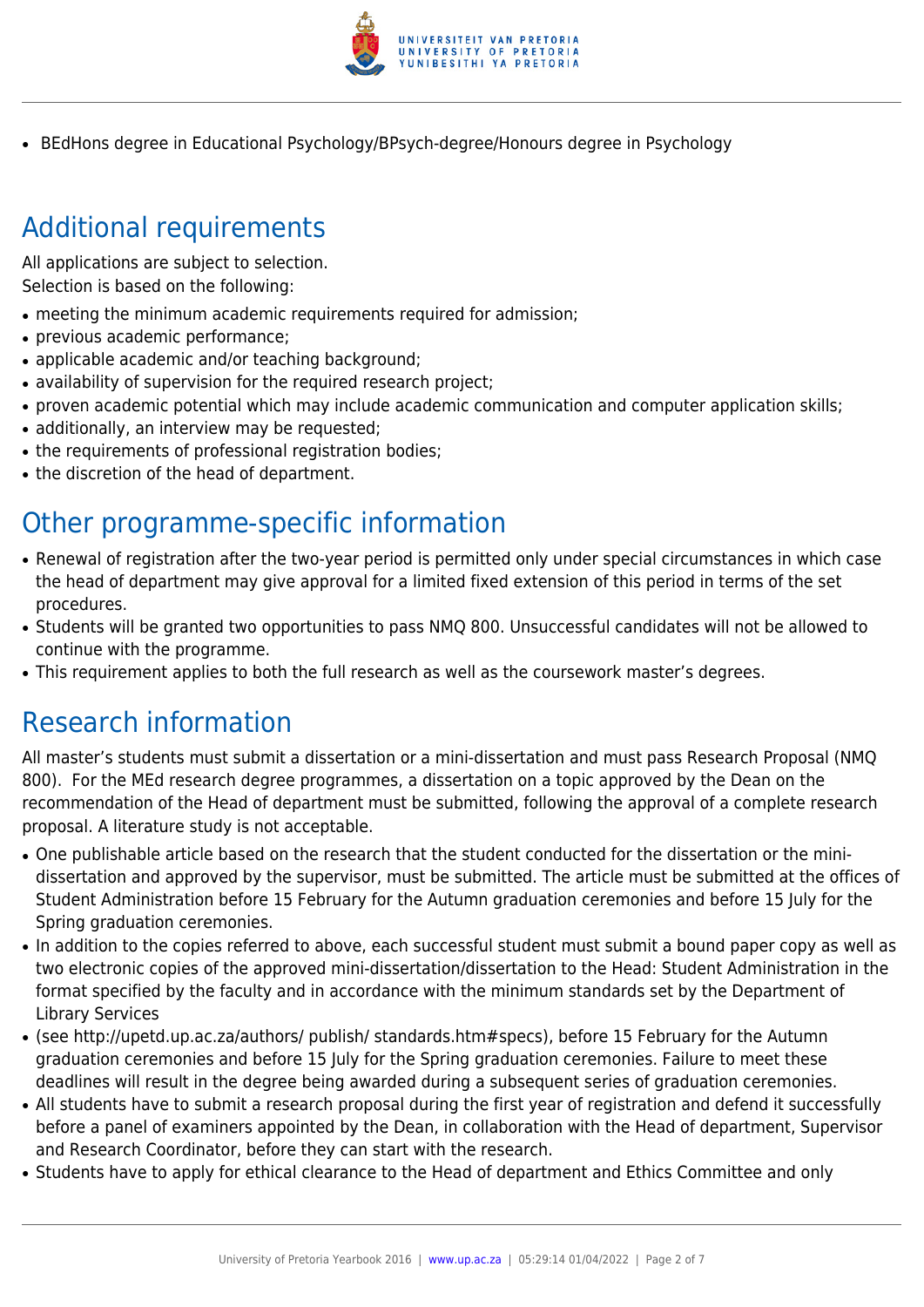- BEdHons degree in Educational Psychology/BPsych-degree/Honours degree in Psychology

## Additional requirements

All applications are subject to selection.
Selection is based on the following:

- meeting the minimum academic requirements required for admission;
- previous academic performance;
- applicable academic and/or teaching background;
- availability of supervision for the required research project;
- proven academic potential which may include academic communication and computer application skills;
- additionally, an interview may be requested;
- the requirements of professional registration bodies;
- the discretion of the head of department.

## Other programme-specific information

- Renewal of registration after the two-year period is permitted only under special circumstances in which case the head of department may give approval for a limited fixed extension of this period in terms of the set procedures.
- Students will be granted two opportunities to pass NMQ 800. Unsuccessful candidates will not be allowed to continue with the programme.
- This requirement applies to both the full research as well as the coursework master's degrees.

## Research information

All master's students must submit a dissertation or a mini-dissertation and must pass Research Proposal (NMQ 800). For the MEd research degree programmes, a dissertation on a topic approved by the Dean on the recommendation of the Head of department must be submitted, following the approval of a complete research proposal. A literature study is not acceptable.

- One publishable article based on the research that the student conducted for the dissertation or the mini-dissertation and approved by the supervisor, must be submitted. The article must be submitted at the offices of Student Administration before 15 February for the Autumn graduation ceremonies and before 15 July for the Spring graduation ceremonies.
- In addition to the copies referred to above, each successful student must submit a bound paper copy as well as two electronic copies of the approved mini-dissertation/dissertation to the Head: Student Administration in the format specified by the faculty and in accordance with the minimum standards set by the Department of Library Services
- (see http://upetd.up.ac.za/authors/ publish/ standards.htm#specs), before 15 February for the Autumn graduation ceremonies and before 15 July for the Spring graduation ceremonies. Failure to meet these deadlines will result in the degree being awarded during a subsequent series of graduation ceremonies.
- All students have to submit a research proposal during the first year of registration and defend it successfully before a panel of examiners appointed by the Dean, in collaboration with the Head of department, Supervisor and Research Coordinator, before they can start with the research.
- Students have to apply for ethical clearance to the Head of department and Ethics Committee and only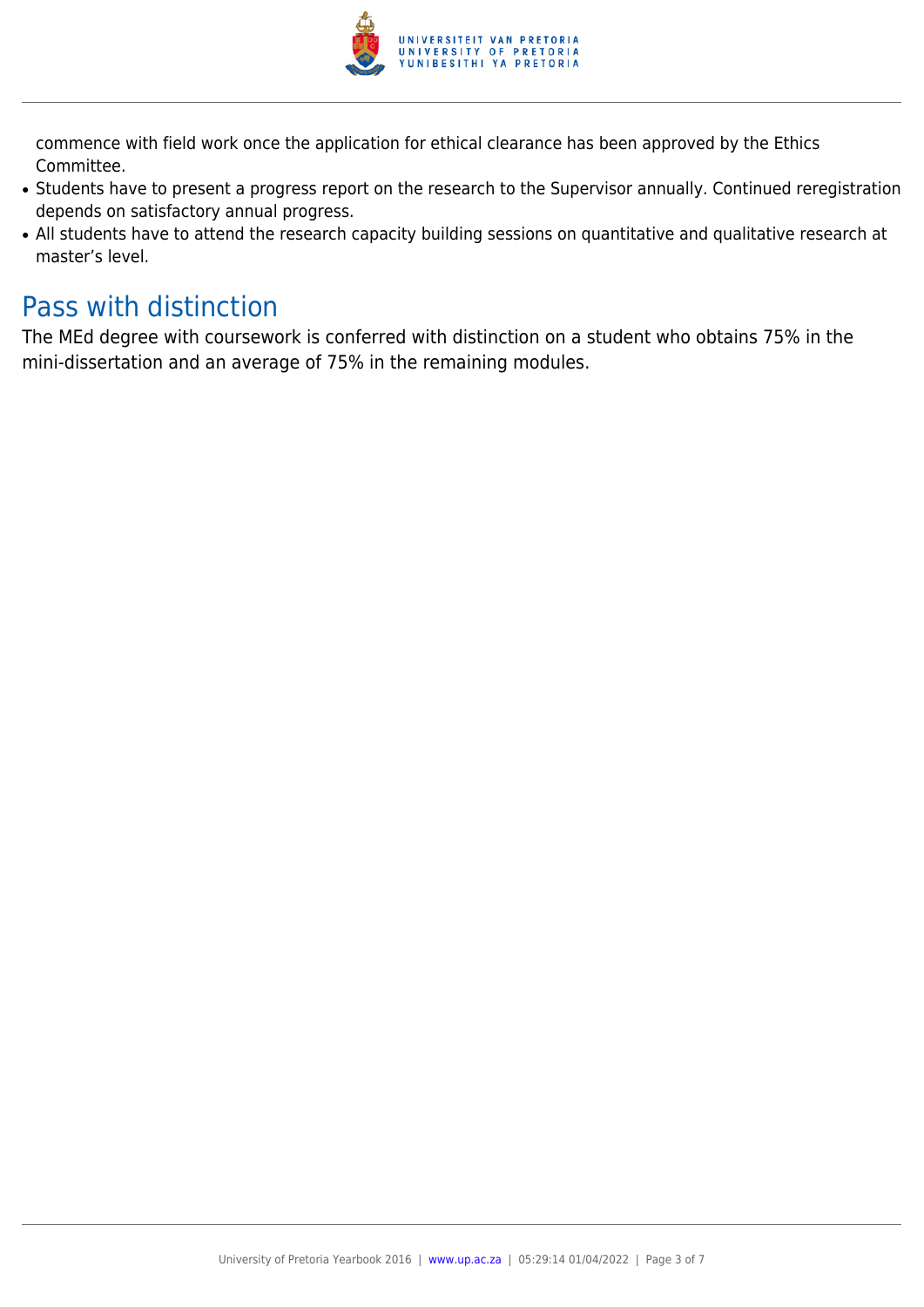commence with field work once the application for ethical clearance has been approved by the Ethics Committee.

- Students have to present a progress report on the research to the Supervisor annually. Continued reregistration depends on satisfactory annual progress.
- All students have to attend the research capacity building sessions on quantitative and qualitative research at master's level.

## Pass with distinction

The MEd degree with coursework is conferred with distinction on a student who obtains 75% in the mini-dissertation and an average of 75% in the remaining modules.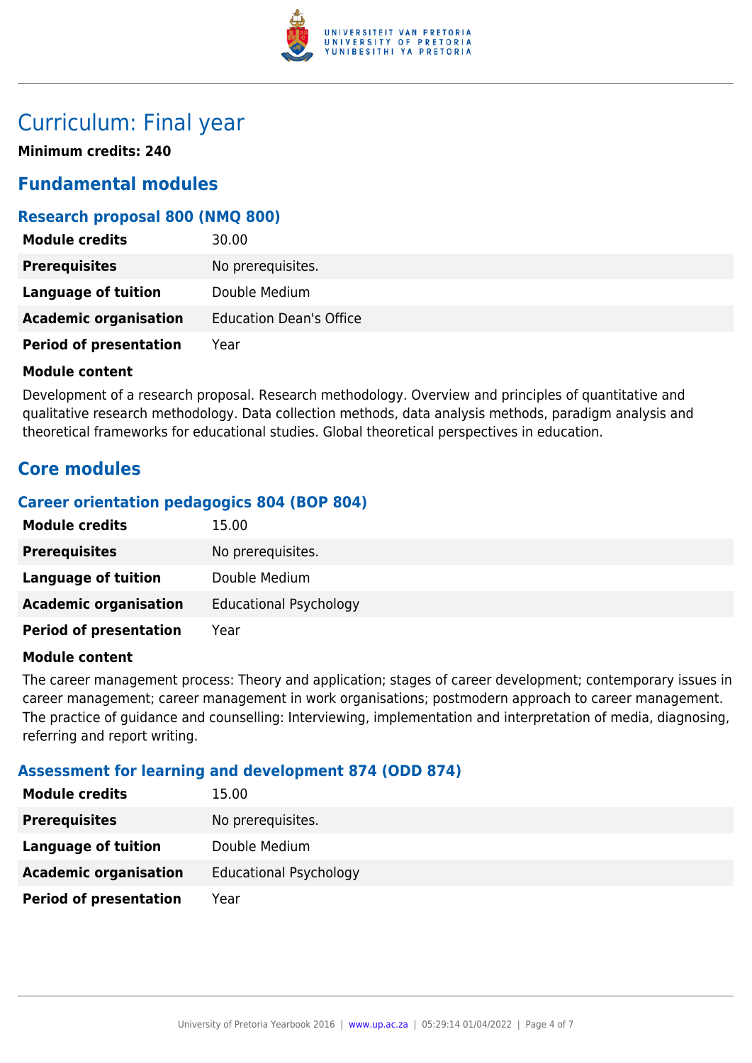# Curriculum: Final year

**Minimum credits: 240**

## Fundamental modules

### Research proposal 800 (NMQ 800)

| | |
|---|---|
| **Module credits** | 30.00 |
| **Prerequisites** | No prerequisites. |
| **Language of tuition** | Double Medium |
| **Academic organisation** | Education Dean's Office |
| **Period of presentation** | Year |

**Module content**

Development of a research proposal. Research methodology. Overview and principles of quantitative and qualitative research methodology. Data collection methods, data analysis methods, paradigm analysis and theoretical frameworks for educational studies. Global theoretical perspectives in education.

## Core modules

### Career orientation pedagogics 804 (BOP 804)

| | |
|---|---|
| **Module credits** | 15.00 |
| **Prerequisites** | No prerequisites. |
| **Language of tuition** | Double Medium |
| **Academic organisation** | Educational Psychology |
| **Period of presentation** | Year |

**Module content**

The career management process: Theory and application; stages of career development; contemporary issues in career management; career management in work organisations; postmodern approach to career management. The practice of guidance and counselling: Interviewing, implementation and interpretation of media, diagnosing, referring and report writing.

### Assessment for learning and development 874 (ODD 874)

| | |
|---|---|
| **Module credits** | 15.00 |
| **Prerequisites** | No prerequisites. |
| **Language of tuition** | Double Medium |
| **Academic organisation** | Educational Psychology |
| **Period of presentation** | Year |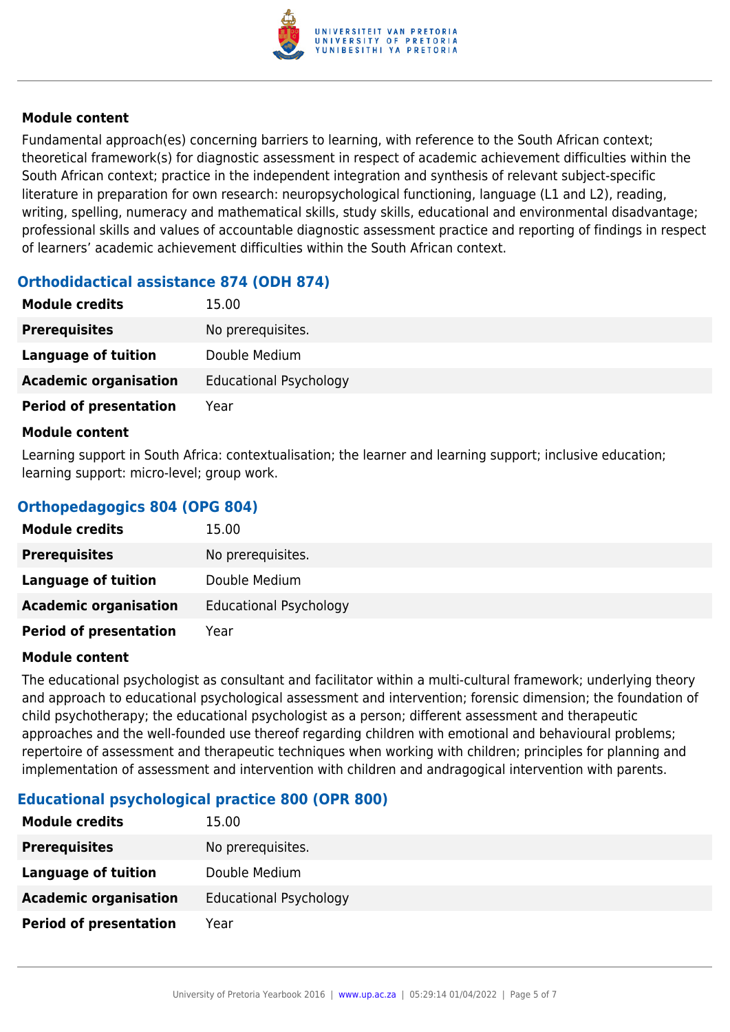#### Module content

Fundamental approach(es) concerning barriers to learning, with reference to the South African context; theoretical framework(s) for diagnostic assessment in respect of academic achievement difficulties within the South African context; practice in the independent integration and synthesis of relevant subject-specific literature in preparation for own research: neuropsychological functioning, language (L1 and L2), reading, writing, spelling, numeracy and mathematical skills, study skills, educational and environmental disadvantage; professional skills and values of accountable diagnostic assessment practice and reporting of findings in respect of learners' academic achievement difficulties within the South African context.

### Orthodidactical assistance 874 (ODH 874)

| | |
|---|---|
| **Module credits** | 15.00 |
| **Prerequisites** | No prerequisites. |
| **Language of tuition** | Double Medium |
| **Academic organisation** | Educational Psychology |
| **Period of presentation** | Year |

#### Module content

Learning support in South Africa: contextualisation; the learner and learning support; inclusive education; learning support: micro-level; group work.

### Orthopedagogics 804 (OPG 804)

| | |
|---|---|
| **Module credits** | 15.00 |
| **Prerequisites** | No prerequisites. |
| **Language of tuition** | Double Medium |
| **Academic organisation** | Educational Psychology |
| **Period of presentation** | Year |

#### Module content

The educational psychologist as consultant and facilitator within a multi-cultural framework; underlying theory and approach to educational psychological assessment and intervention; forensic dimension; the foundation of child psychotherapy; the educational psychologist as a person; different assessment and therapeutic approaches and the well-founded use thereof regarding children with emotional and behavioural problems; repertoire of assessment and therapeutic techniques when working with children; principles for planning and implementation of assessment and intervention with children and andragogical intervention with parents.

### Educational psychological practice 800 (OPR 800)

| | |
|---|---|
| **Module credits** | 15.00 |
| **Prerequisites** | No prerequisites. |
| **Language of tuition** | Double Medium |
| **Academic organisation** | Educational Psychology |
| **Period of presentation** | Year |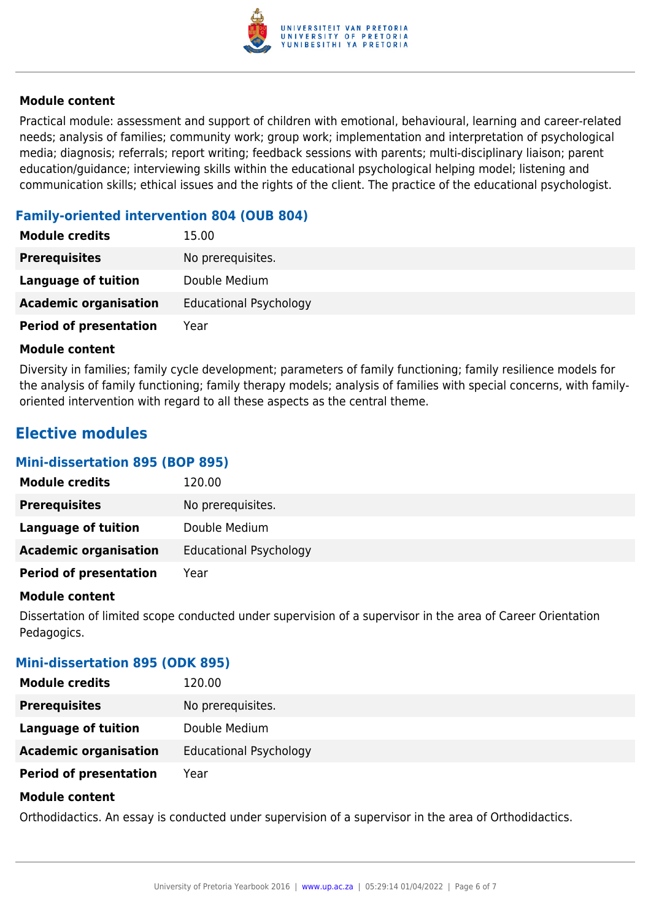#### Module content

Practical module: assessment and support of children with emotional, behavioural, learning and career-related needs; analysis of families; community work; group work; implementation and interpretation of psychological media; diagnosis; referrals; report writing; feedback sessions with parents; multi-disciplinary liaison; parent education/guidance; interviewing skills within the educational psychological helping model; listening and communication skills; ethical issues and the rights of the client. The practice of the educational psychologist.

### Family-oriented intervention 804 (OUB 804)

| | |
|---|---|
| **Module credits** | 15.00 |
| **Prerequisites** | No prerequisites. |
| **Language of tuition** | Double Medium |
| **Academic organisation** | Educational Psychology |
| **Period of presentation** | Year |

#### Module content

Diversity in families; family cycle development; parameters of family functioning; family resilience models for the analysis of family functioning; family therapy models; analysis of families with special concerns, with family-oriented intervention with regard to all these aspects as the central theme.

## Elective modules

### Mini-dissertation 895 (BOP 895)

| | |
|---|---|
| **Module credits** | 120.00 |
| **Prerequisites** | No prerequisites. |
| **Language of tuition** | Double Medium |
| **Academic organisation** | Educational Psychology |
| **Period of presentation** | Year |

#### Module content

Dissertation of limited scope conducted under supervision of a supervisor in the area of Career Orientation Pedagogics.

### Mini-dissertation 895 (ODK 895)

| | |
|---|---|
| **Module credits** | 120.00 |
| **Prerequisites** | No prerequisites. |
| **Language of tuition** | Double Medium |
| **Academic organisation** | Educational Psychology |
| **Period of presentation** | Year |

#### Module content

Orthodidactics. An essay is conducted under supervision of a supervisor in the area of Orthodidactics.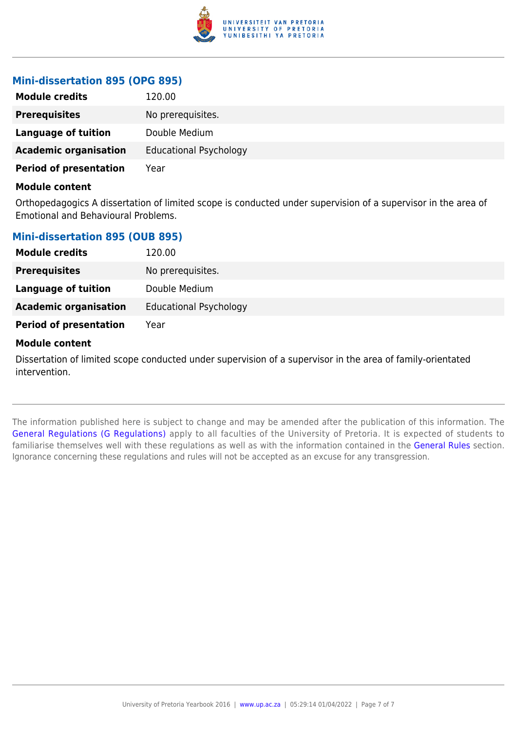### Mini-dissertation 895 (OPG 895)

| | |
|---|---|
| **Module credits** | 120.00 |
| **Prerequisites** | No prerequisites. |
| **Language of tuition** | Double Medium |
| **Academic organisation** | Educational Psychology |
| **Period of presentation** | Year |

**Module content**

Orthopedagogics A dissertation of limited scope is conducted under supervision of a supervisor in the area of Emotional and Behavioural Problems.

### Mini-dissertation 895 (OUB 895)

| | |
|---|---|
| **Module credits** | 120.00 |
| **Prerequisites** | No prerequisites. |
| **Language of tuition** | Double Medium |
| **Academic organisation** | Educational Psychology |
| **Period of presentation** | Year |

**Module content**

Dissertation of limited scope conducted under supervision of a supervisor in the area of family-orientated intervention.

The information published here is subject to change and may be amended after the publication of this information. The General Regulations (G Regulations) apply to all faculties of the University of Pretoria. It is expected of students to familiarise themselves well with these regulations as well as with the information contained in the General Rules section. Ignorance concerning these regulations and rules will not be accepted as an excuse for any transgression.